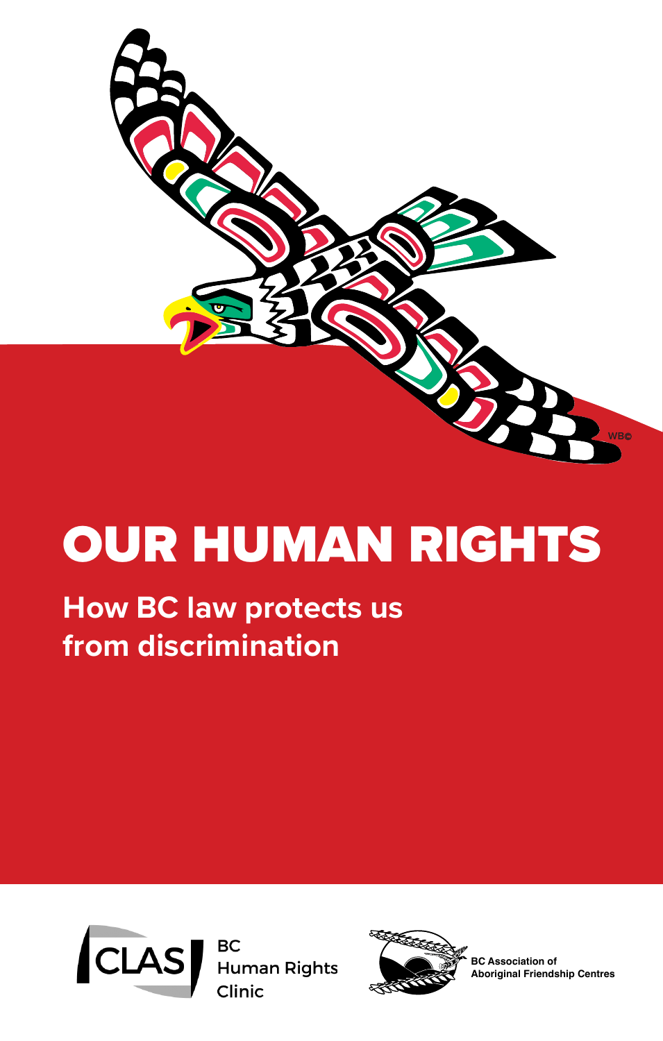WB©

# OUR HUMAN RIGHTS

## How BC law protects us from discrimination

CLAS BC Human Rights Clinic

BC Association of Aboriginal Friendship Centres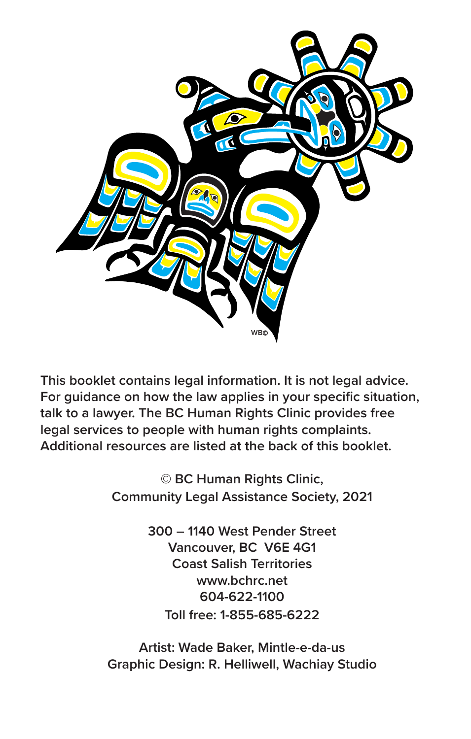**This booklet contains legal information. It is not legal advice. For guidance on how the law applies in your specific situation, talk to a lawyer. The BC Human Rights Clinic provides free legal services to people with human rights complaints. Additional resources are listed at the back of this booklet.**

© BC Human Rights Clinic,
Community Legal Assistance Society, 2021

300 – 1140 West Pender Street
Vancouver, BC V6E 4G1
Coast Salish Territories
www.bchrc.net
604-622-1100
Toll free: 1-855-685-6222

Artist: Wade Baker, Mintle-e-da-us
Graphic Design: R. Helliwell, Wachiay Studio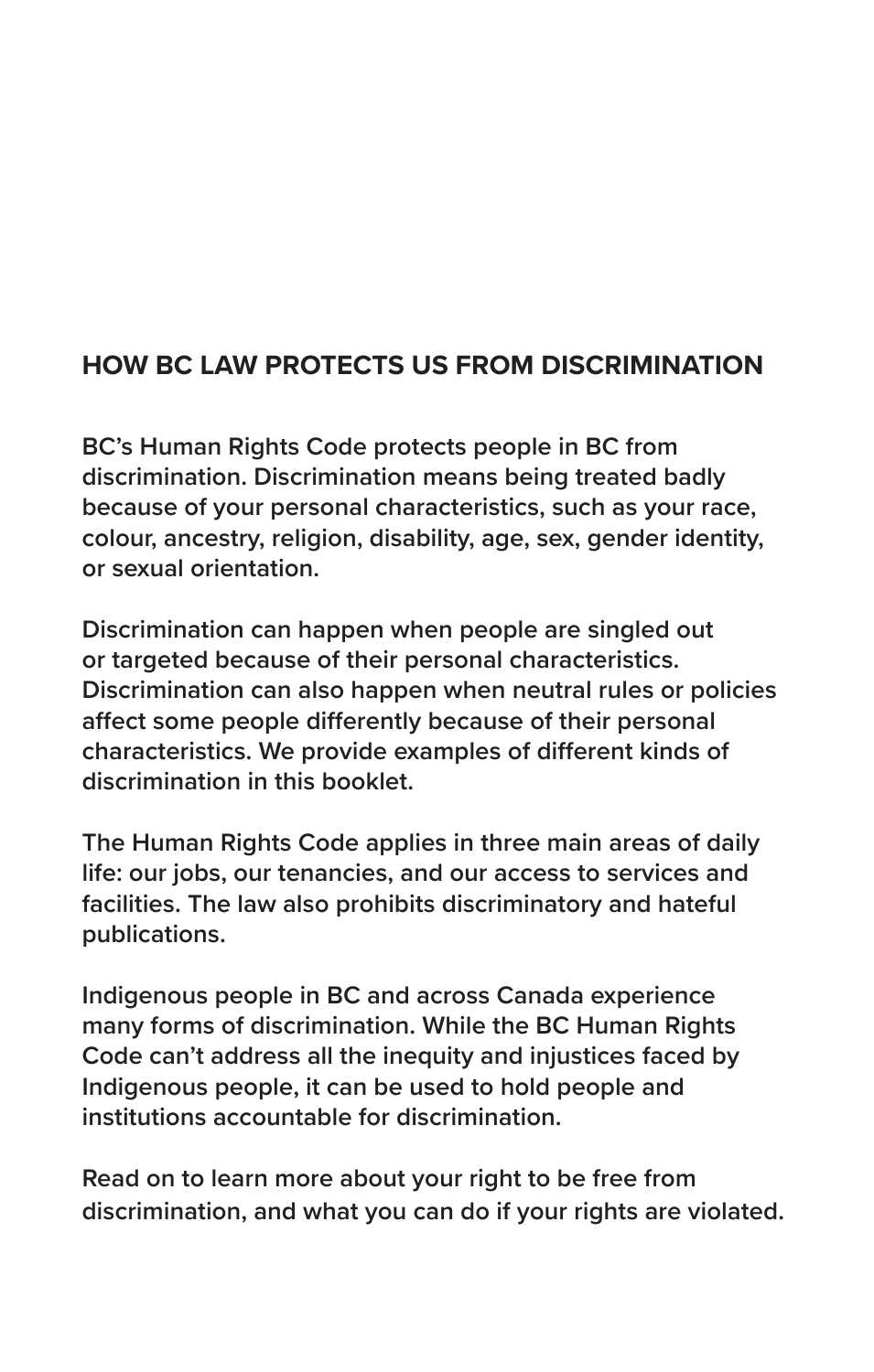## HOW BC LAW PROTECTS US FROM DISCRIMINATION

BC's Human Rights Code protects people in BC from discrimination. Discrimination means being treated badly because of your personal characteristics, such as your race, colour, ancestry, religion, disability, age, sex, gender identity, or sexual orientation.

Discrimination can happen when people are singled out or targeted because of their personal characteristics. Discrimination can also happen when neutral rules or policies affect some people differently because of their personal characteristics. We provide examples of different kinds of discrimination in this booklet.

The Human Rights Code applies in three main areas of daily life: our jobs, our tenancies, and our access to services and facilities. The law also prohibits discriminatory and hateful publications.

Indigenous people in BC and across Canada experience many forms of discrimination. While the BC Human Rights Code can't address all the inequity and injustices faced by Indigenous people, it can be used to hold people and institutions accountable for discrimination.

Read on to learn more about your right to be free from discrimination, and what you can do if your rights are violated.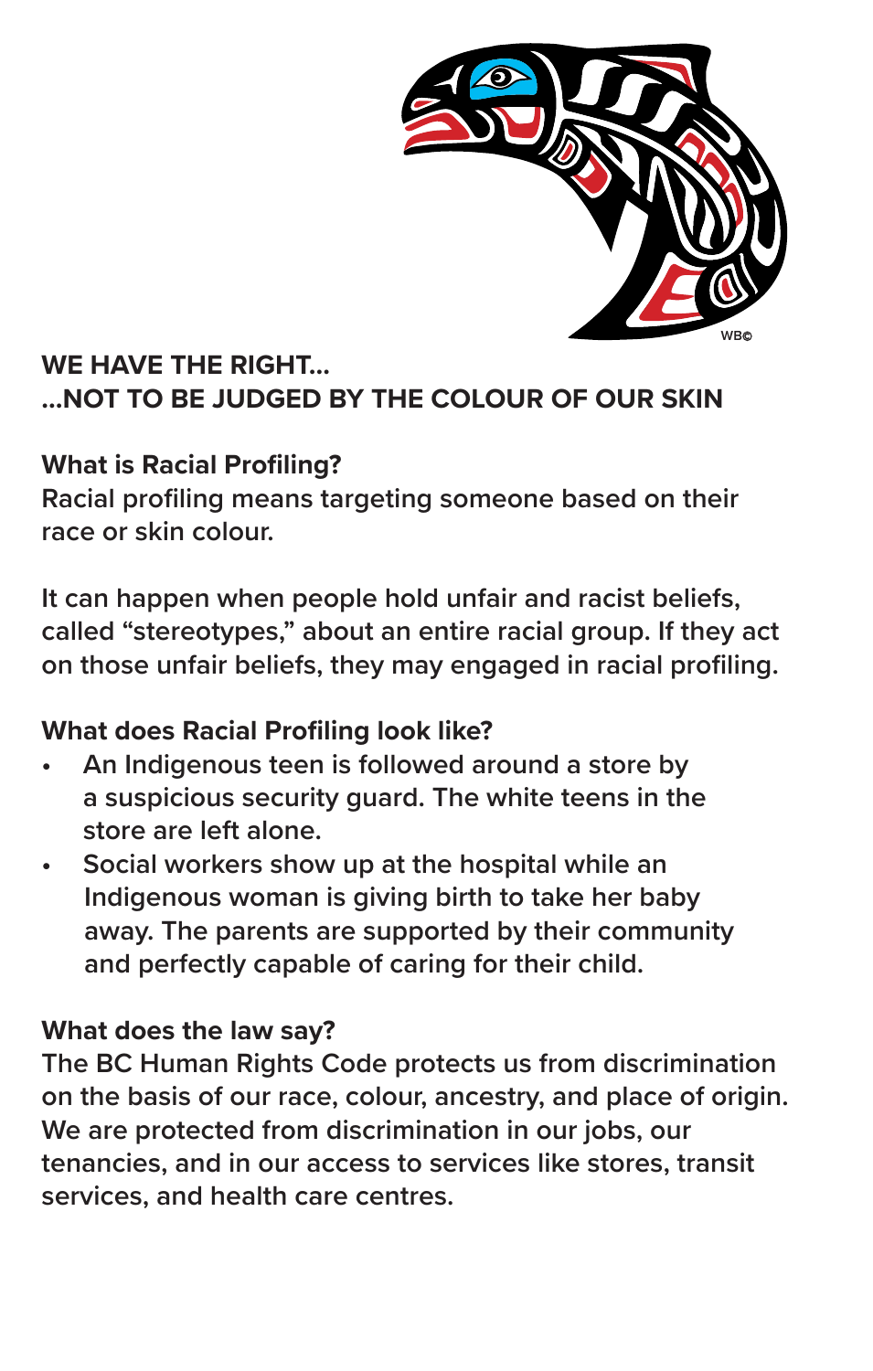**WE HAVE THE RIGHT...**
**...NOT TO BE JUDGED BY THE COLOUR OF OUR SKIN**

**What is Racial Profiling?**
Racial profiling means targeting someone based on their race or skin colour.

It can happen when people hold unfair and racist beliefs, called "stereotypes," about an entire racial group. If they act on those unfair beliefs, they may engaged in racial profiling.

**What does Racial Profiling look like?**

- An Indigenous teen is followed around a store by a suspicious security guard. The white teens in the store are left alone.
- Social workers show up at the hospital while an Indigenous woman is giving birth to take her baby away. The parents are supported by their community and perfectly capable of caring for their child.

**What does the law say?**
The BC Human Rights Code protects us from discrimination on the basis of our race, colour, ancestry, and place of origin. We are protected from discrimination in our jobs, our tenancies, and in our access to services like stores, transit services, and health care centres.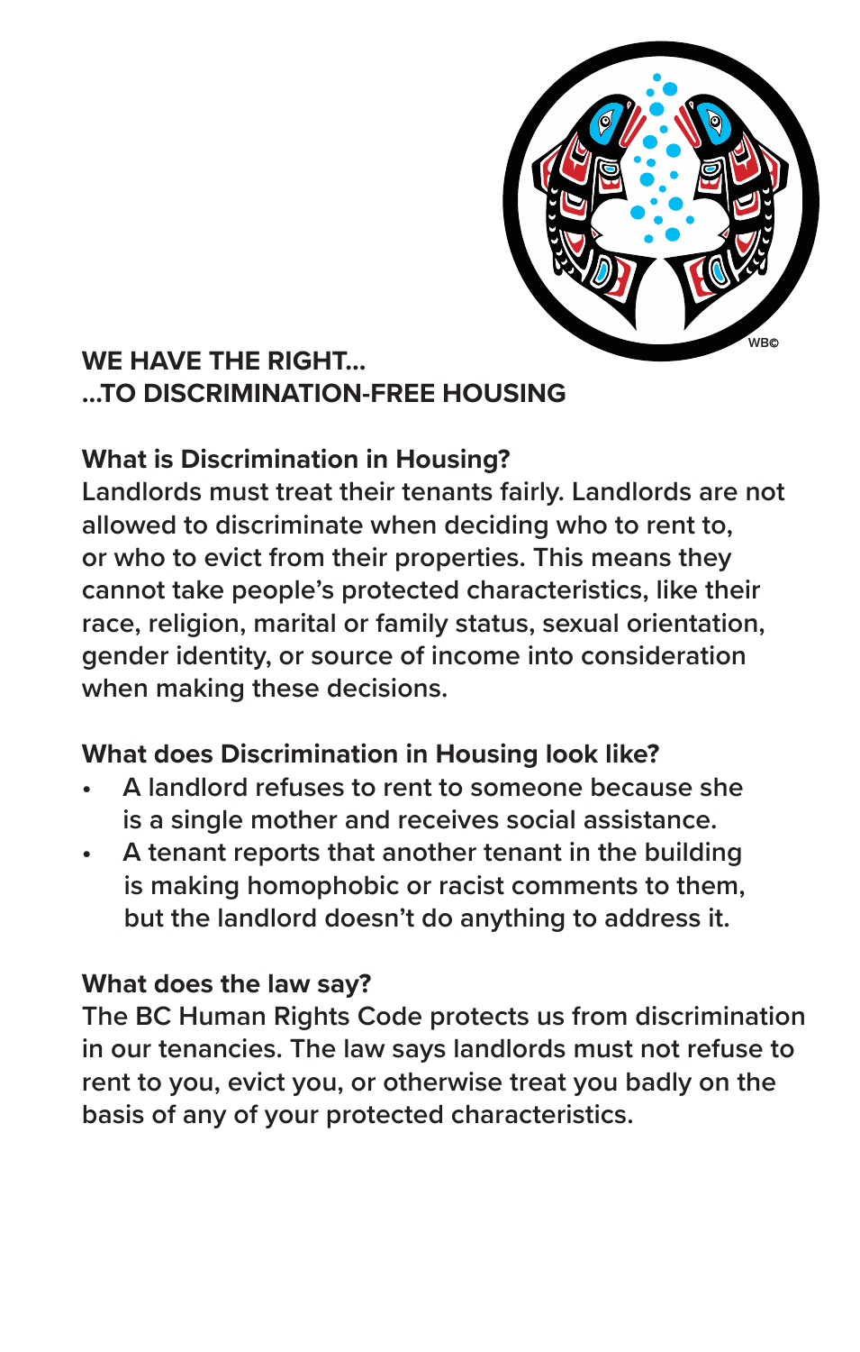## WE HAVE THE RIGHT...
## ...TO DISCRIMINATION-FREE HOUSING

### What is Discrimination in Housing?

Landlords must treat their tenants fairly. Landlords are not allowed to discriminate when deciding who to rent to, or who to evict from their properties. This means they cannot take people's protected characteristics, like their race, religion, marital or family status, sexual orientation, gender identity, or source of income into consideration when making these decisions.

### What does Discrimination in Housing look like?

- A landlord refuses to rent to someone because she is a single mother and receives social assistance.
- A tenant reports that another tenant in the building is making homophobic or racist comments to them, but the landlord doesn't do anything to address it.

### What does the law say?

The BC Human Rights Code protects us from discrimination in our tenancies. The law says landlords must not refuse to rent to you, evict you, or otherwise treat you badly on the basis of any of your protected characteristics.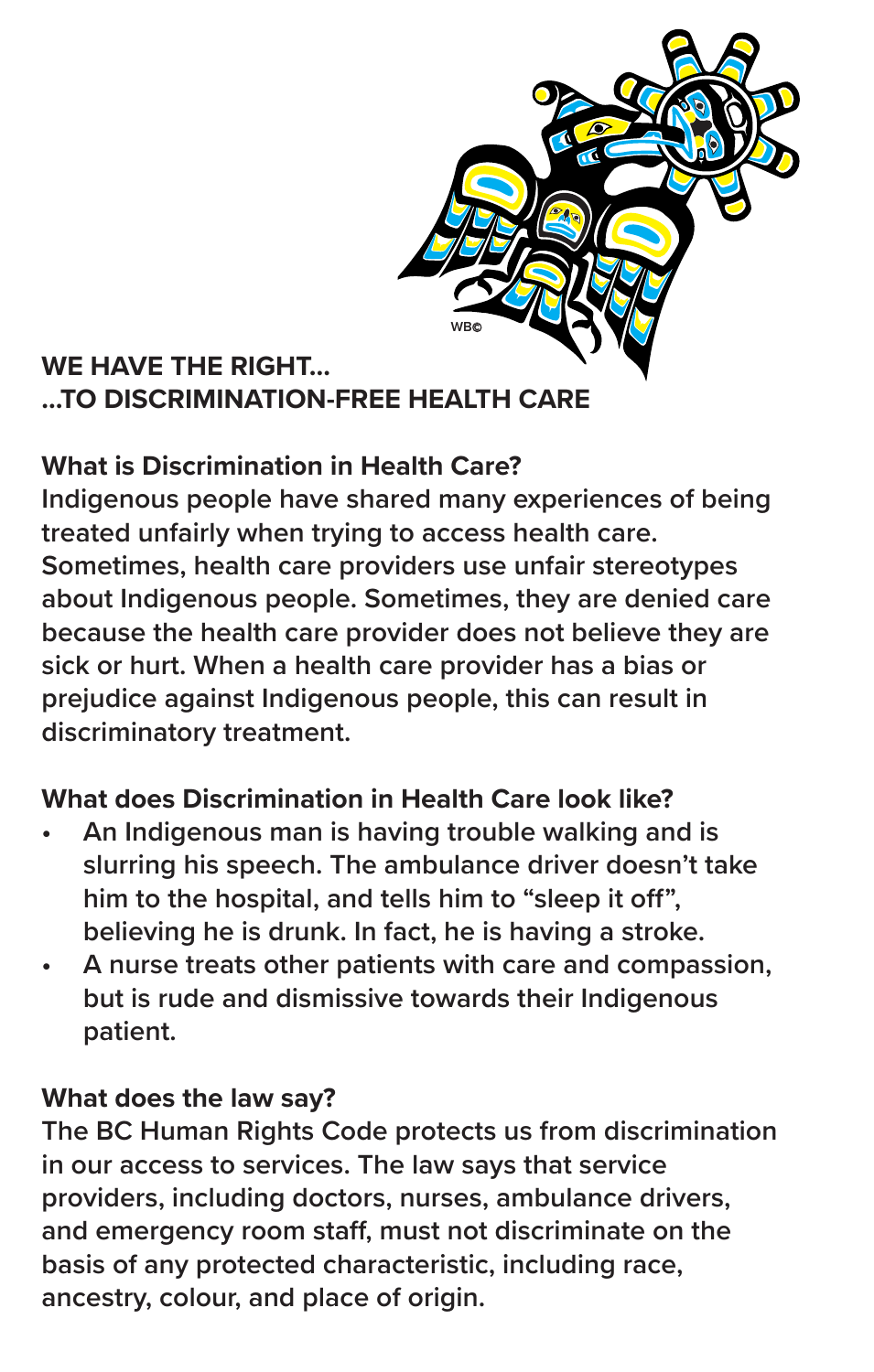# WE HAVE THE RIGHT...
# ...TO DISCRIMINATION-FREE HEALTH CARE

## What is Discrimination in Health Care?

Indigenous people have shared many experiences of being treated unfairly when trying to access health care. Sometimes, health care providers use unfair stereotypes about Indigenous people. Sometimes, they are denied care because the health care provider does not believe they are sick or hurt. When a health care provider has a bias or prejudice against Indigenous people, this can result in discriminatory treatment.

## What does Discrimination in Health Care look like?

- An Indigenous man is having trouble walking and is slurring his speech. The ambulance driver doesn't take him to the hospital, and tells him to "sleep it off", believing he is drunk. In fact, he is having a stroke.
- A nurse treats other patients with care and compassion, but is rude and dismissive towards their Indigenous patient.

## What does the law say?

The BC Human Rights Code protects us from discrimination in our access to services. The law says that service providers, including doctors, nurses, ambulance drivers, and emergency room staff, must not discriminate on the basis of any protected characteristic, including race, ancestry, colour, and place of origin.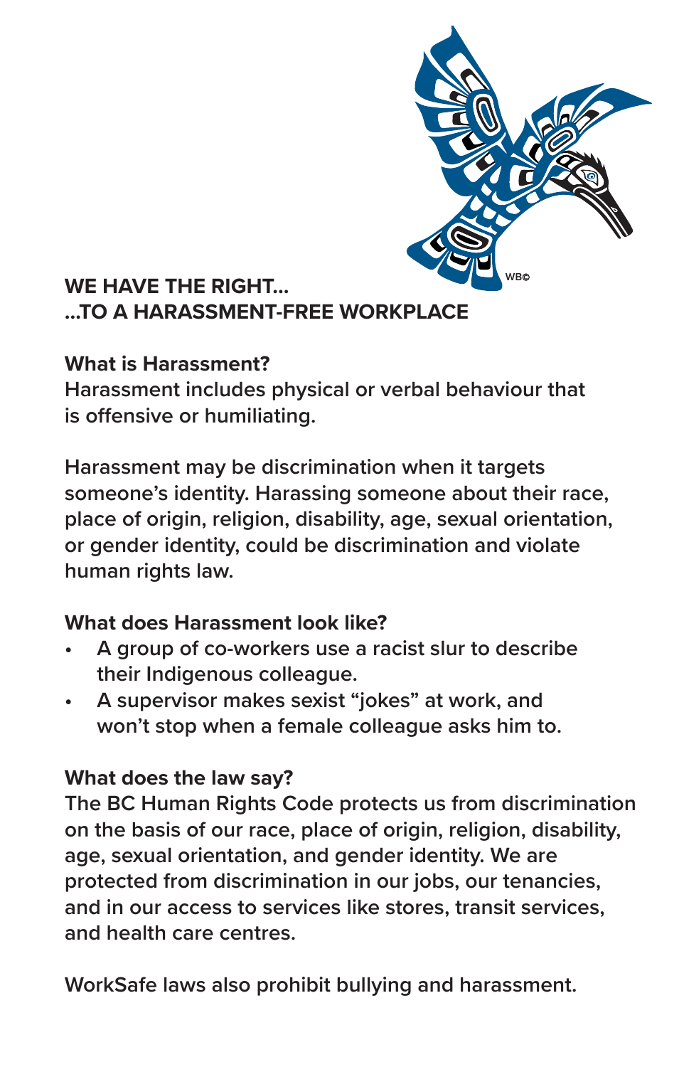**WE HAVE THE RIGHT...**
**...TO A HARASSMENT-FREE WORKPLACE**

**What is Harassment?**
Harassment includes physical or verbal behaviour that is offensive or humiliating.

Harassment may be discrimination when it targets someone's identity. Harassing someone about their race, place of origin, religion, disability, age, sexual orientation, or gender identity, could be discrimination and violate human rights law.

**What does Harassment look like?**

- A group of co-workers use a racist slur to describe their Indigenous colleague.
- A supervisor makes sexist "jokes" at work, and won't stop when a female colleague asks him to.

**What does the law say?**
The BC Human Rights Code protects us from discrimination on the basis of our race, place of origin, religion, disability, age, sexual orientation, and gender identity. We are protected from discrimination in our jobs, our tenancies, and in our access to services like stores, transit services, and health care centres.

WorkSafe laws also prohibit bullying and harassment.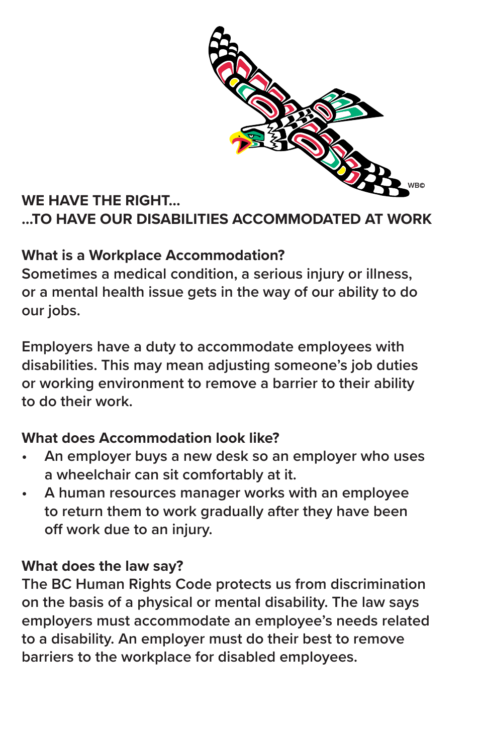WB©

## WE HAVE THE RIGHT...
## ...TO HAVE OUR DISABILITIES ACCOMMODATED AT WORK

**What is a Workplace Accommodation?**

Sometimes a medical condition, a serious injury or illness, or a mental health issue gets in the way of our ability to do our jobs.

Employers have a duty to accommodate employees with disabilities. This may mean adjusting someone's job duties or working environment to remove a barrier to their ability to do their work.

**What does Accommodation look like?**

- An employer buys a new desk so an employer who uses a wheelchair can sit comfortably at it.
- A human resources manager works with an employee to return them to work gradually after they have been off work due to an injury.

**What does the law say?**

The BC Human Rights Code protects us from discrimination on the basis of a physical or mental disability. The law says employers must accommodate an employee's needs related to a disability. An employer must do their best to remove barriers to the workplace for disabled employees.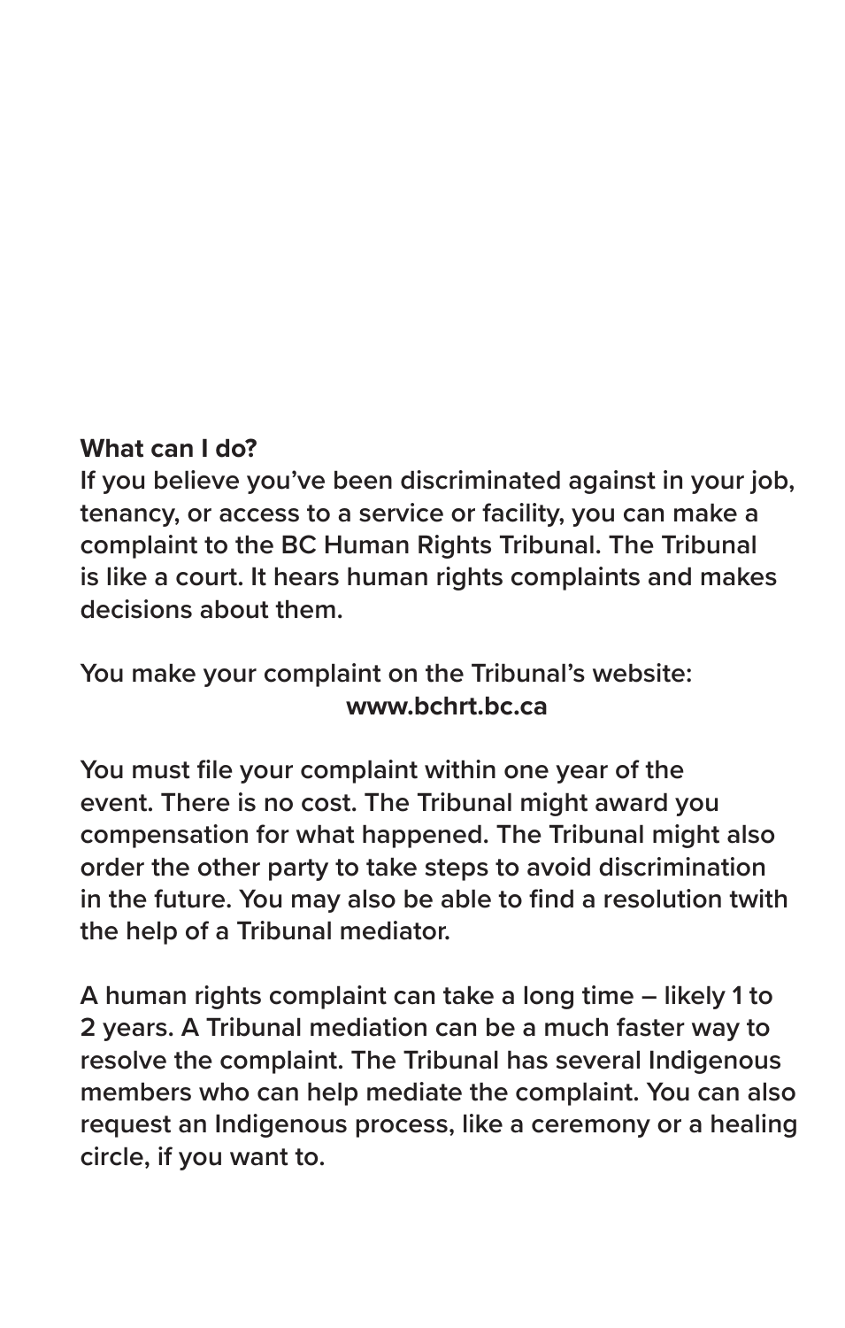**What can I do?**

If you believe you've been discriminated against in your job, tenancy, or access to a service or facility, you can make a complaint to the BC Human Rights Tribunal. The Tribunal is like a court. It hears human rights complaints and makes decisions about them.

You make your complaint on the Tribunal's website:

**www.bchrt.bc.ca**

You must file your complaint within one year of the event. There is no cost. The Tribunal might award you compensation for what happened. The Tribunal might also order the other party to take steps to avoid discrimination in the future. You may also be able to find a resolution twith the help of a Tribunal mediator.

A human rights complaint can take a long time – likely 1 to 2 years. A Tribunal mediation can be a much faster way to resolve the complaint. The Tribunal has several Indigenous members who can help mediate the complaint. You can also request an Indigenous process, like a ceremony or a healing circle, if you want to.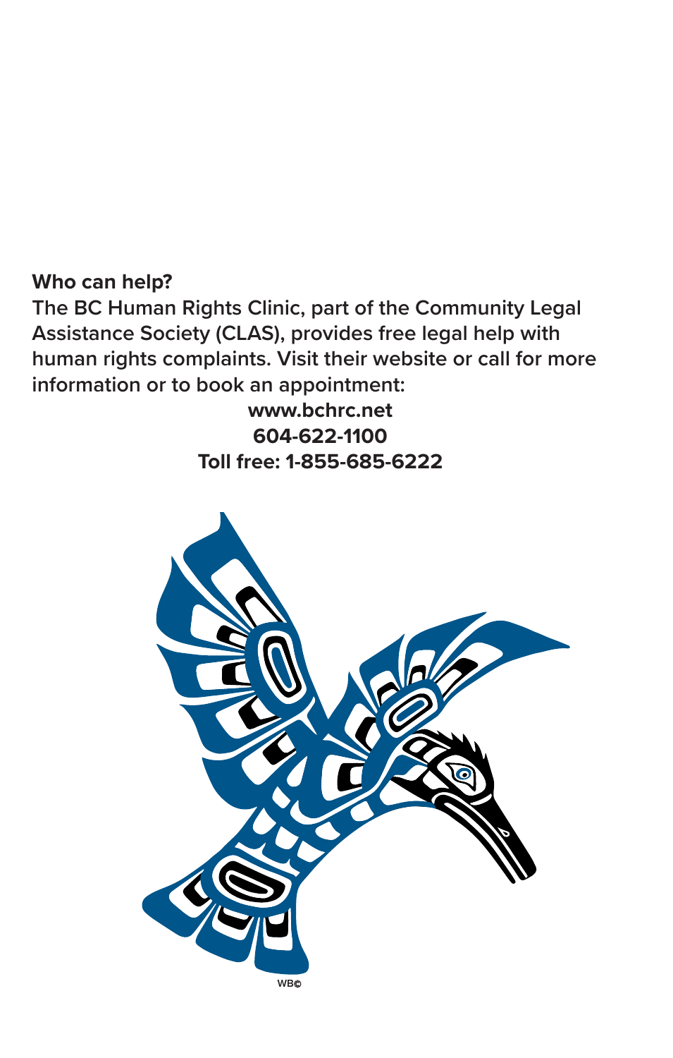**Who can help?**

**The BC Human Rights Clinic, part of the Community Legal Assistance Society (CLAS), provides free legal help with human rights complaints. Visit their website or call for more information or to book an appointment:**

**www.bchrc.net**
**604-622-1100**
**Toll free: 1-855-685-6222**

WB©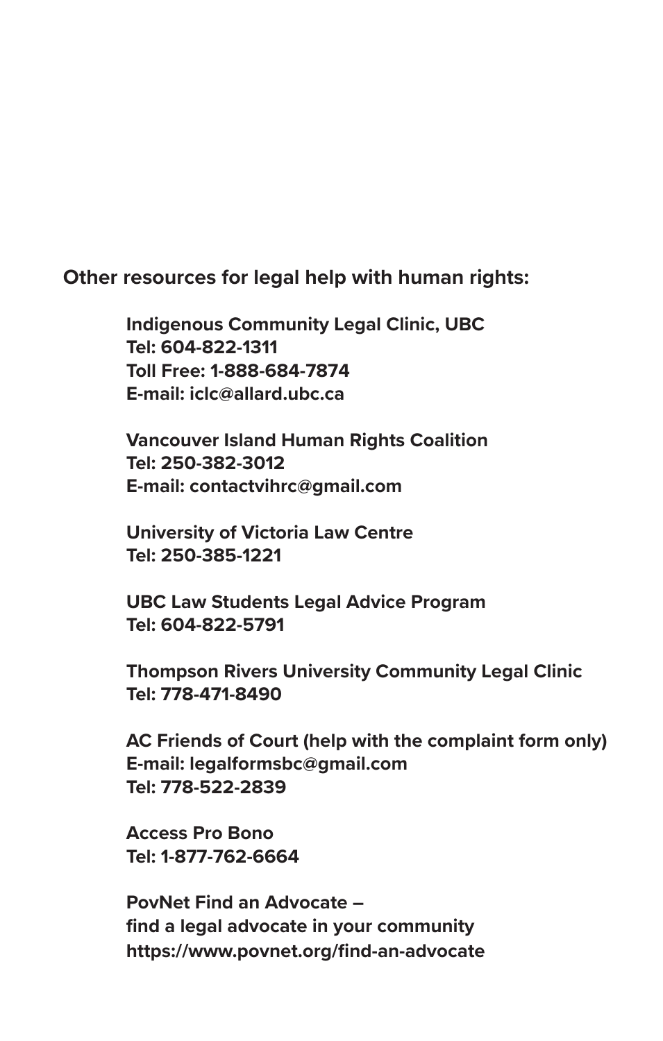**Other resources for legal help with human rights:**

**Indigenous Community Legal Clinic, UBC**
**Tel: 604-822-1311**
**Toll Free: 1-888-684-7874**
**E-mail: iclc@allard.ubc.ca**

**Vancouver Island Human Rights Coalition**
**Tel: 250-382-3012**
**E-mail: contactvihrc@gmail.com**

**University of Victoria Law Centre**
**Tel: 250-385-1221**

**UBC Law Students Legal Advice Program**
**Tel: 604-822-5791**

**Thompson Rivers University Community Legal Clinic**
**Tel: 778-471-8490**

**AC Friends of Court (help with the complaint form only)**
**E-mail: legalformsbc@gmail.com**
**Tel: 778-522-2839**

**Access Pro Bono**
**Tel: 1-877-762-6664**

**PovNet Find an Advocate –**
**find a legal advocate in your community**
**https://www.povnet.org/find-an-advocate**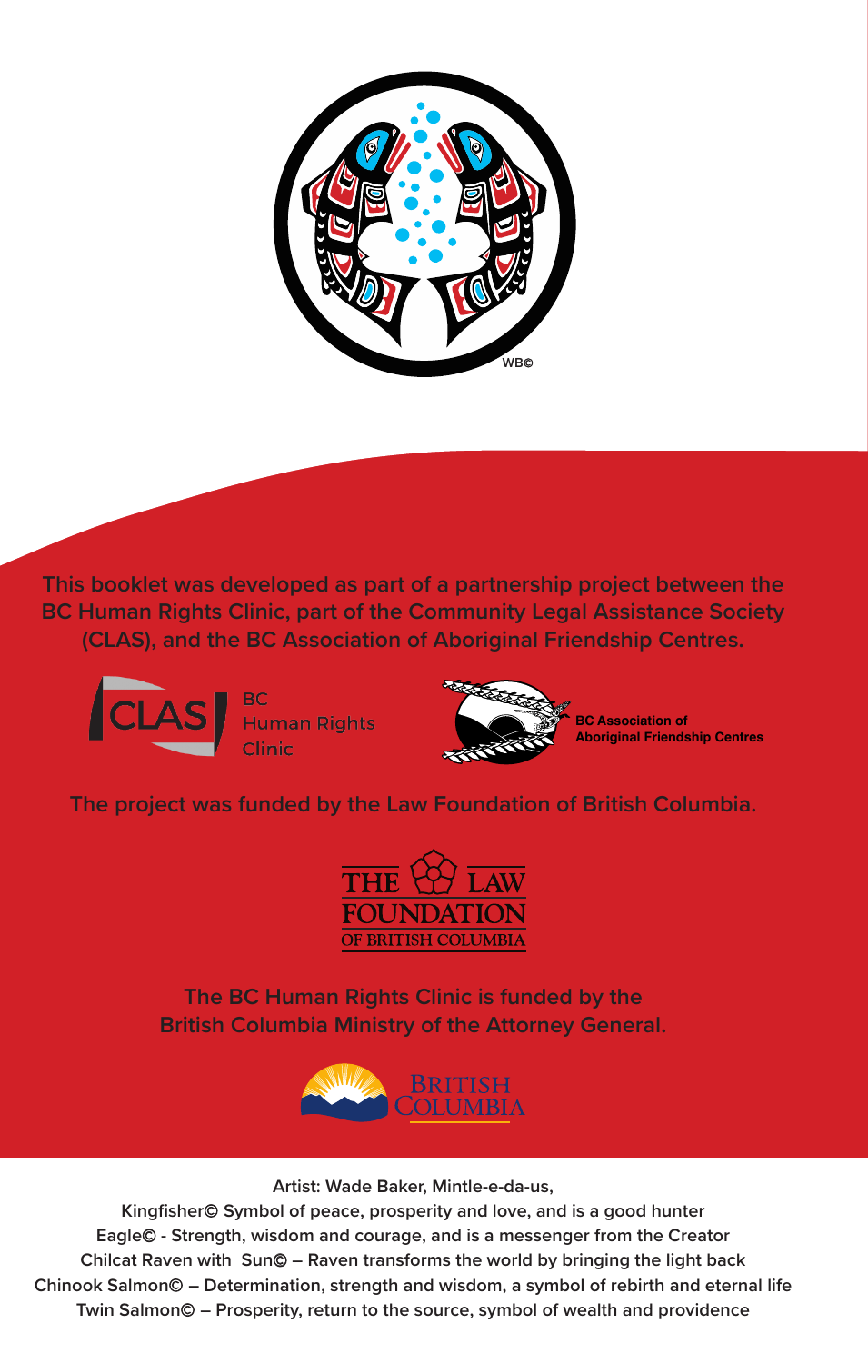WB©

This booklet was developed as part of a partnership project between the BC Human Rights Clinic, part of the Community Legal Assistance Society (CLAS), and the BC Association of Aboriginal Friendship Centres.

CLAS BC Human Rights Clinic

BC Association of Aboriginal Friendship Centres

The project was funded by the Law Foundation of British Columbia.

THE LAW FOUNDATION OF BRITISH COLUMBIA

The BC Human Rights Clinic is funded by the British Columbia Ministry of the Attorney General.

BRITISH COLUMBIA

Artist: Wade Baker, Mintle-e-da-us,
Kingfisher© Symbol of peace, prosperity and love, and is a good hunter
Eagle© - Strength, wisdom and courage, and is a messenger from the Creator
Chilcat Raven with Sun© – Raven transforms the world by bringing the light back
Chinook Salmon© – Determination, strength and wisdom, a symbol of rebirth and eternal life
Twin Salmon© – Prosperity, return to the source, symbol of wealth and providence